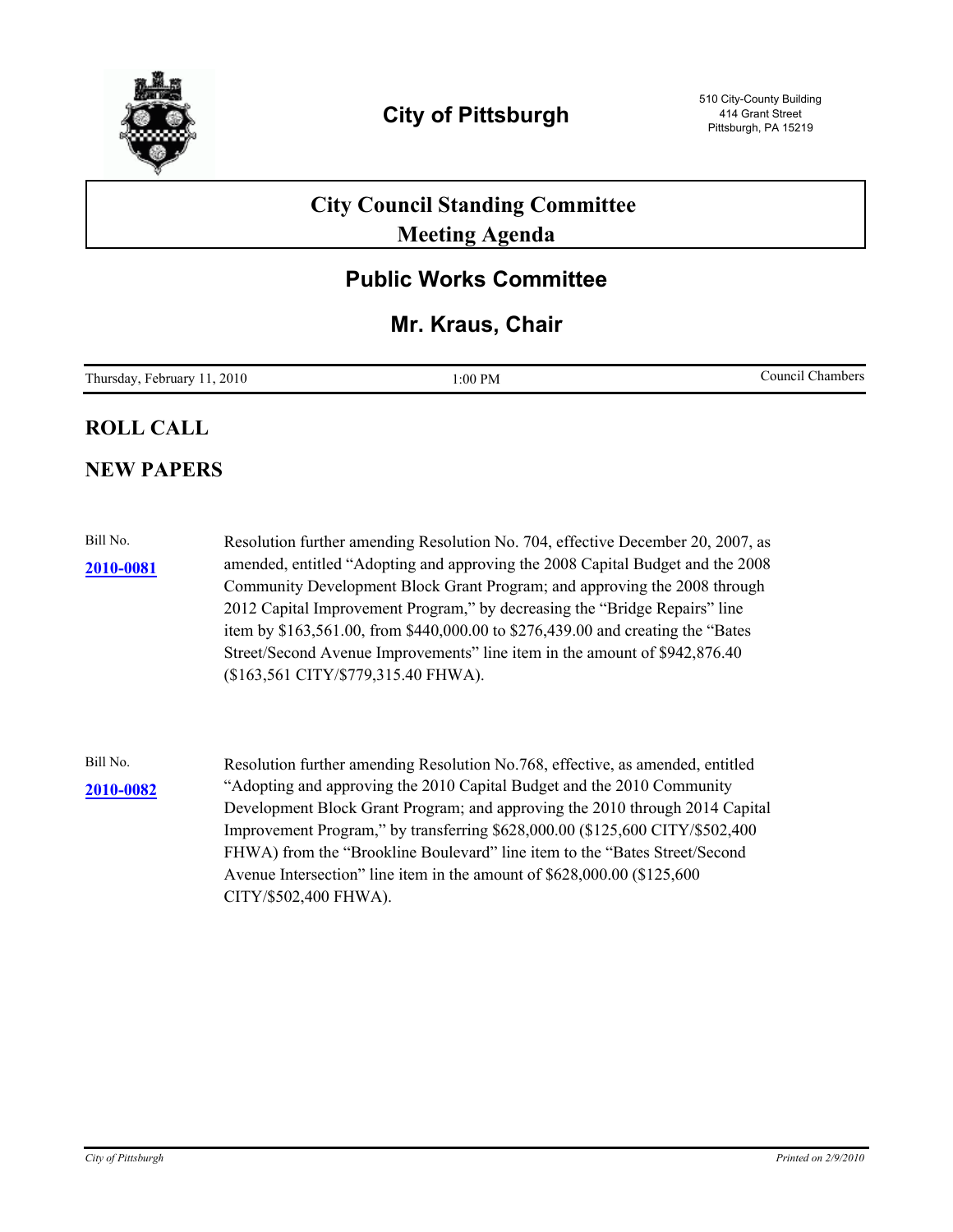# City of Pittsburgh

510 City-County Building
414 Grant Street
Pittsburgh, PA 15219

## City Council Standing Committee Meeting Agenda

## Public Works Committee

## Mr. Kraus, Chair

Thursday, February 11, 2010 | 1:00 PM | Council Chambers

## ROLL CALL

## NEW PAPERS

Bill No. **2010-0081**

Resolution further amending Resolution No. 704, effective December 20, 2007, as amended, entitled "Adopting and approving the 2008 Capital Budget and the 2008 Community Development Block Grant Program; and approving the 2008 through 2012 Capital Improvement Program," by decreasing the "Bridge Repairs" line item by $163,561.00, from $440,000.00 to $276,439.00 and creating the "Bates Street/Second Avenue Improvements" line item in the amount of $942,876.40 ($163,561 CITY/$779,315.40 FHWA).

Bill No. **2010-0082**

Resolution further amending Resolution No.768, effective, as amended, entitled "Adopting and approving the 2010 Capital Budget and the 2010 Community Development Block Grant Program; and approving the 2010 through 2014 Capital Improvement Program," by transferring $628,000.00 ($125,600 CITY/$502,400 FHWA) from the "Brookline Boulevard" line item to the "Bates Street/Second Avenue Intersection" line item in the amount of $628,000.00 ($125,600 CITY/$502,400 FHWA).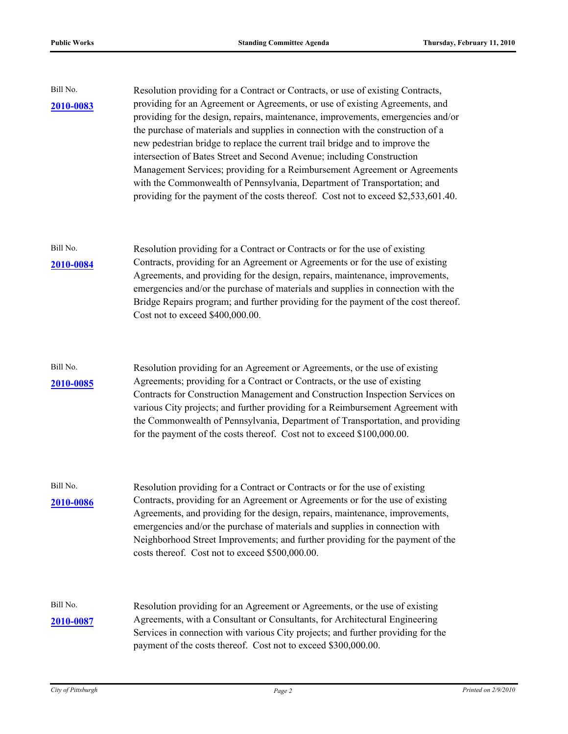Bill No.

**2010-0083**

Resolution providing for a Contract or Contracts, or use of existing Contracts, providing for an Agreement or Agreements, or use of existing Agreements, and providing for the design, repairs, maintenance, improvements, emergencies and/or the purchase of materials and supplies in connection with the construction of a new pedestrian bridge to replace the current trail bridge and to improve the intersection of Bates Street and Second Avenue; including Construction Management Services; providing for a Reimbursement Agreement or Agreements with the Commonwealth of Pennsylvania, Department of Transportation; and providing for the payment of the costs thereof. Cost not to exceed $2,533,601.40.

Bill No.

**2010-0084**

Resolution providing for a Contract or Contracts or for the use of existing Contracts, providing for an Agreement or Agreements or for the use of existing Agreements, and providing for the design, repairs, maintenance, improvements, emergencies and/or the purchase of materials and supplies in connection with the Bridge Repairs program; and further providing for the payment of the cost thereof. Cost not to exceed $400,000.00.

Bill No.

**2010-0085**

Resolution providing for an Agreement or Agreements, or the use of existing Agreements; providing for a Contract or Contracts, or the use of existing Contracts for Construction Management and Construction Inspection Services on various City projects; and further providing for a Reimbursement Agreement with the Commonwealth of Pennsylvania, Department of Transportation, and providing for the payment of the costs thereof. Cost not to exceed $100,000.00.

Bill No.

**2010-0086**

Resolution providing for a Contract or Contracts or for the use of existing Contracts, providing for an Agreement or Agreements or for the use of existing Agreements, and providing for the design, repairs, maintenance, improvements, emergencies and/or the purchase of materials and supplies in connection with Neighborhood Street Improvements; and further providing for the payment of the costs thereof. Cost not to exceed $500,000.00.

Bill No.

**2010-0087**

Resolution providing for an Agreement or Agreements, or the use of existing Agreements, with a Consultant or Consultants, for Architectural Engineering Services in connection with various City projects; and further providing for the payment of the costs thereof. Cost not to exceed $300,000.00.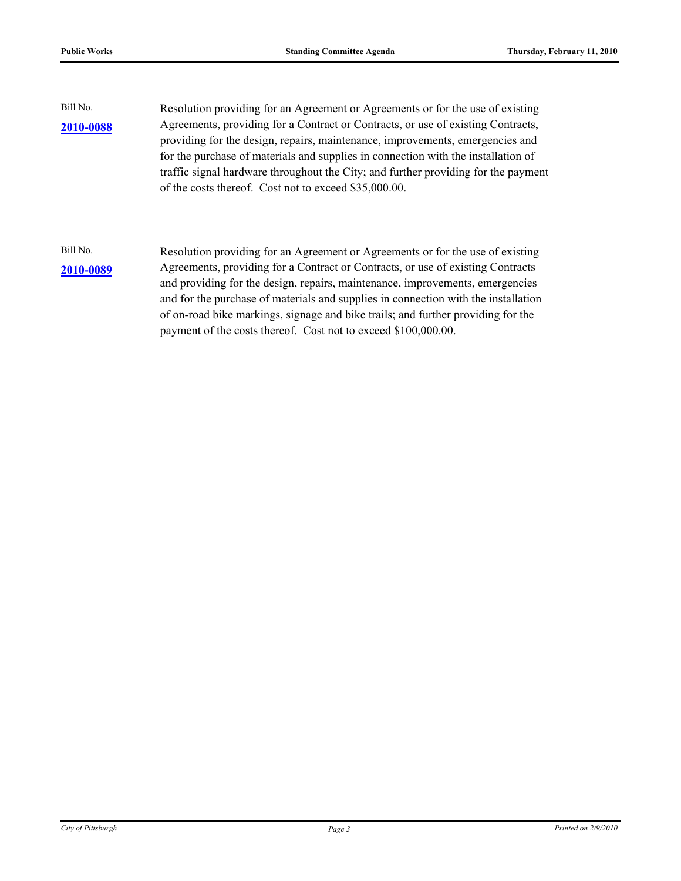Bill No.

**2010-0088**

Resolution providing for an Agreement or Agreements or for the use of existing Agreements, providing for a Contract or Contracts, or use of existing Contracts, providing for the design, repairs, maintenance, improvements, emergencies and for the purchase of materials and supplies in connection with the installation of traffic signal hardware throughout the City; and further providing for the payment of the costs thereof. Cost not to exceed $35,000.00.

Bill No.

**2010-0089**

Resolution providing for an Agreement or Agreements or for the use of existing Agreements, providing for a Contract or Contracts, or use of existing Contracts and providing for the design, repairs, maintenance, improvements, emergencies and for the purchase of materials and supplies in connection with the installation of on-road bike markings, signage and bike trails; and further providing for the payment of the costs thereof. Cost not to exceed $100,000.00.